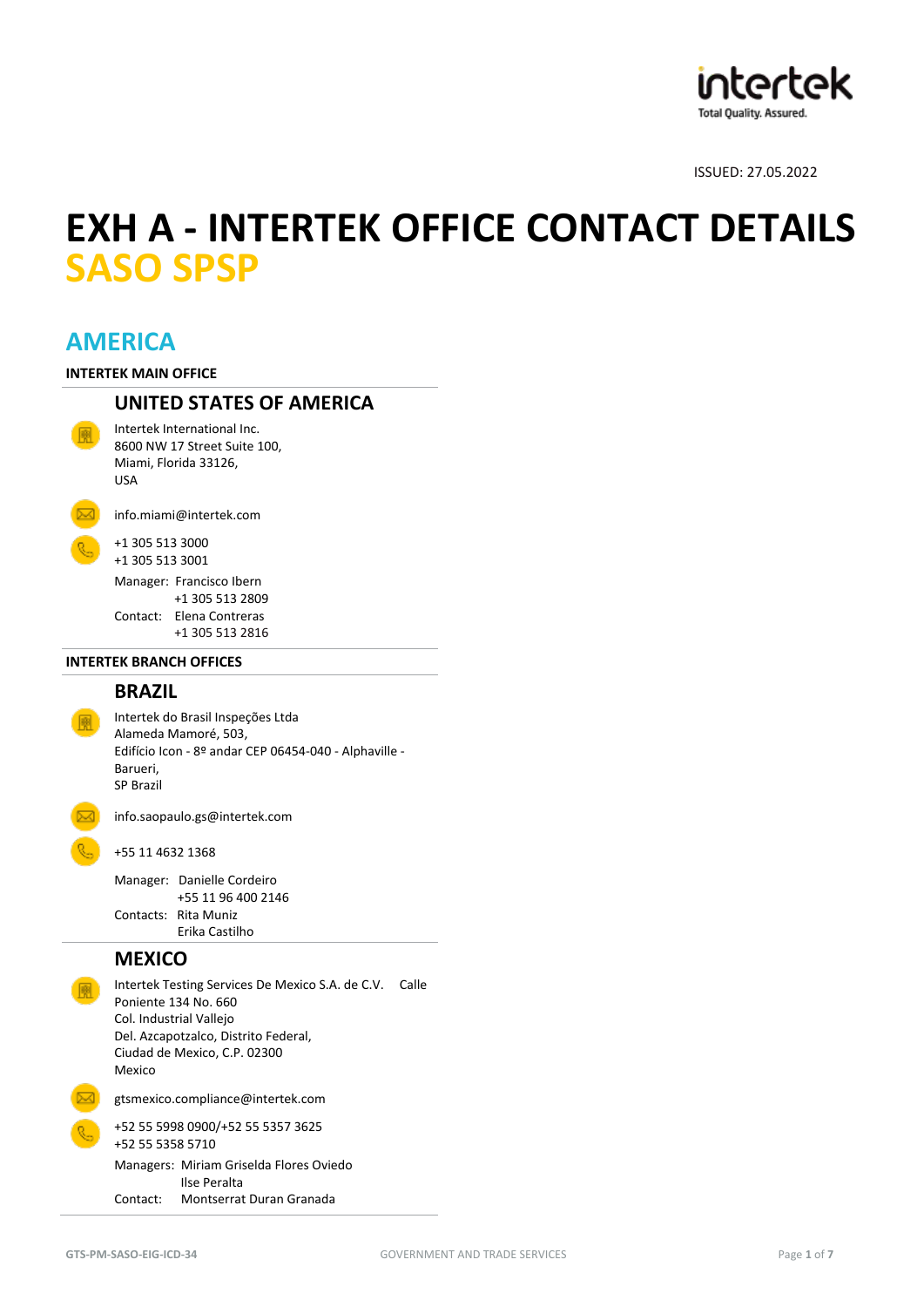ISSUED: 27.05.2022

# EXH A - INTERTEK OFFICE CONTACT DETAILS
# SASO SPSP

## AMERICA

**INTERTEK MAIN OFFICE**

### UNITED STATES OF AMERICA

Intertek International Inc.
8600 NW 17 Street Suite 100,
Miami, Florida 33126,
USA

info.miami@intertek.com

+1 305 513 3000
+1 305 513 3001

Manager: Francisco Ibern
+1 305 513 2809
Contact: Elena Contreras
+1 305 513 2816

**INTERTEK BRANCH OFFICES**

### BRAZIL

Intertek do Brasil Inspeções Ltda
Alameda Mamoré, 503,
Edifício Icon - 8º andar CEP 06454-040 - Alphaville - Barueri,
SP Brazil

info.saopaulo.gs@intertek.com

+55 11 4632 1368

Manager: Danielle Cordeiro
+55 11 96 400 2146
Contacts: Rita Muniz
Erika Castilho

### MEXICO

Intertek Testing Services De Mexico S.A. de C.V. Calle Poniente 134 No. 660
Col. Industrial Vallejo
Del. Azcapotzalco, Distrito Federal,
Ciudad de Mexico, C.P. 02300
Mexico

gtsmexico.compliance@intertek.com

+52 55 5998 0900/+52 55 5357 3625
+52 55 5358 5710

Managers: Miriam Griselda Flores Oviedo
Ilse Peralta
Contact: Montserrat Duran Granada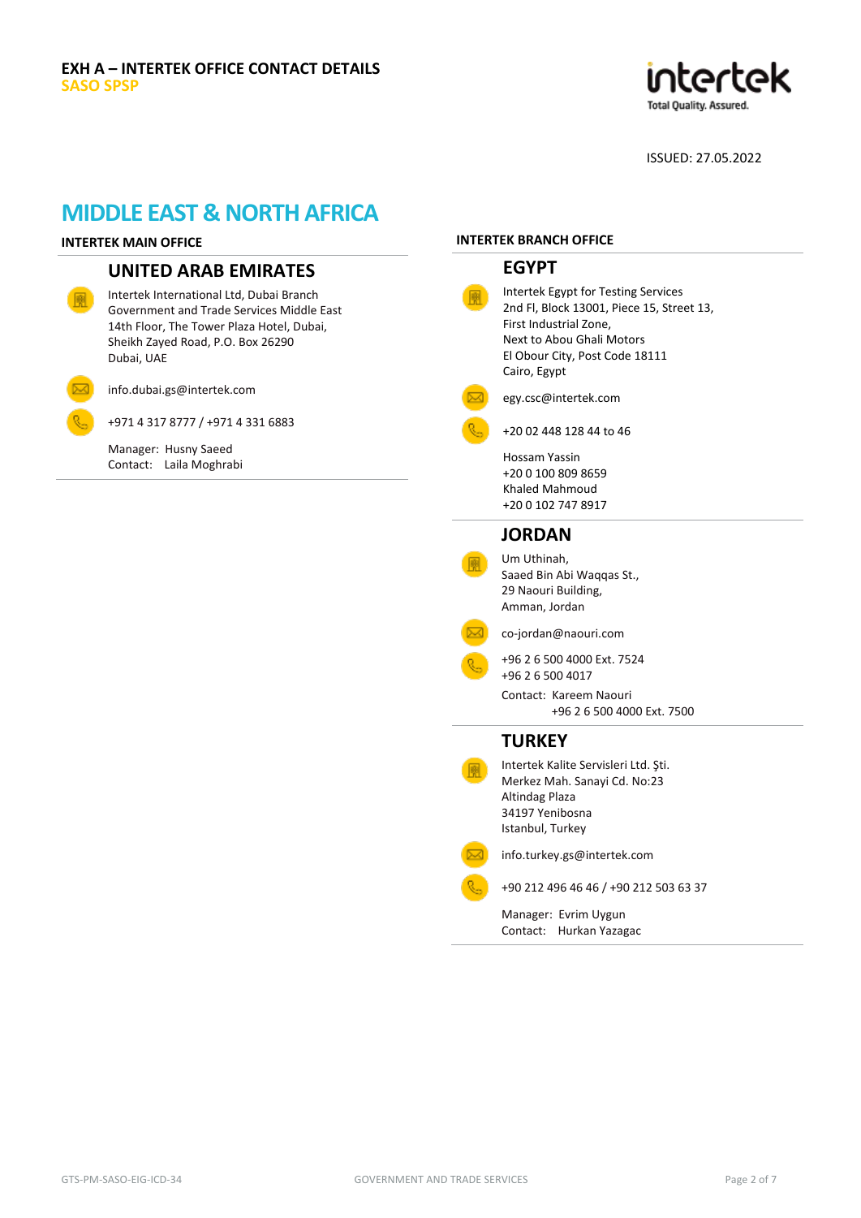**EXH A – INTERTEK OFFICE CONTACT DETAILS**
**SASO SPSP**

ISSUED: 27.05.2022

# MIDDLE EAST & NORTH AFRICA

## INTERTEK MAIN OFFICE

### UNITED ARAB EMIRATES

Intertek International Ltd, Dubai Branch
Government and Trade Services Middle East
14th Floor, The Tower Plaza Hotel, Dubai,
Sheikh Zayed Road, P.O. Box 26290
Dubai, UAE

info.dubai.gs@intertek.com

+971 4 317 8777 / +971 4 331 6883

Manager: Husny Saeed
Contact: Laila Moghrabi

## INTERTEK BRANCH OFFICE

### EGYPT

Intertek Egypt for Testing Services
2nd Fl, Block 13001, Piece 15, Street 13,
First Industrial Zone,
Next to Abou Ghali Motors
El Obour City, Post Code 18111
Cairo, Egypt

egy.csc@intertek.com

+20 02 448 128 44 to 46

Hossam Yassin
+20 0 100 809 8659
Khaled Mahmoud
+20 0 102 747 8917

### JORDAN

Um Uthinah,
Saaed Bin Abi Waqqas St.,
29 Naouri Building,
Amman, Jordan

co-jordan@naouri.com

+96 2 6 500 4000 Ext. 7524
+96 2 6 500 4017

Contact: Kareem Naouri
+96 2 6 500 4000 Ext. 7500

### TURKEY

Intertek Kalite Servisleri Ltd. Şti.
Merkez Mah. Sanayi Cd. No:23
Altindag Plaza
34197 Yenibosna
Istanbul, Turkey

info.turkey.gs@intertek.com

+90 212 496 46 46 / +90 212 503 63 37

Manager: Evrim Uygun
Contact: Hurkan Yazagac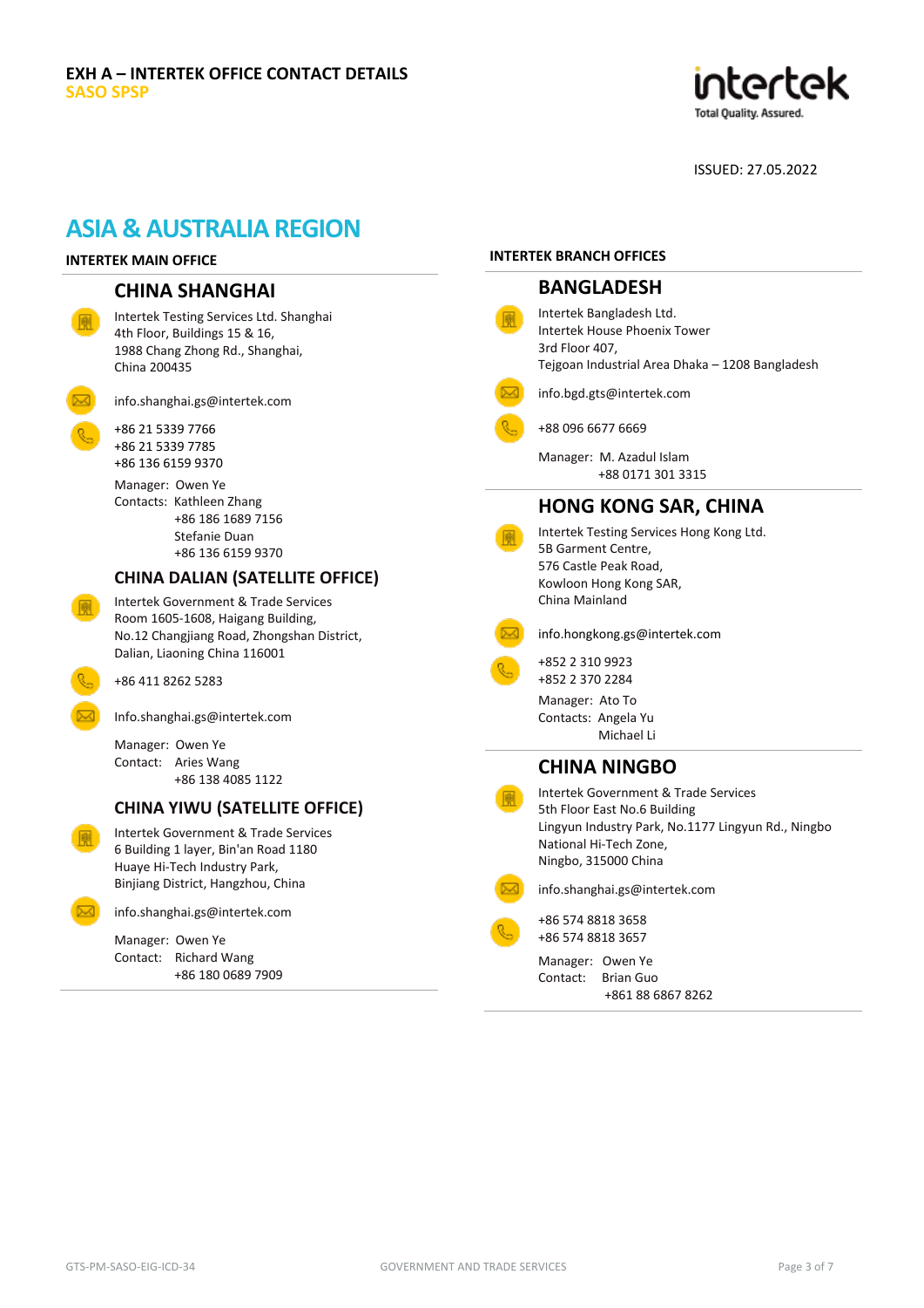**EXH A – INTERTEK OFFICE CONTACT DETAILS**
**SASO SPSP**

ISSUED: 27.05.2022

# ASIA & AUSTRALIA REGION

## INTERTEK MAIN OFFICE

### CHINA SHANGHAI

Intertek Testing Services Ltd. Shanghai
4th Floor, Buildings 15 & 16,
1988 Chang Zhong Rd., Shanghai,
China 200435

info.shanghai.gs@intertek.com

+86 21 5339 7766
+86 21 5339 7785
+86 136 6159 9370

Manager: Owen Ye
Contacts: Kathleen Zhang
+86 186 1689 7156
Stefanie Duan
+86 136 6159 9370

### CHINA DALIAN (SATELLITE OFFICE)

Intertek Government & Trade Services
Room 1605-1608, Haigang Building,
No.12 Changjiang Road, Zhongshan District,
Dalian, Liaoning China 116001

+86 411 8262 5283

Info.shanghai.gs@intertek.com

Manager: Owen Ye
Contact: Aries Wang
+86 138 4085 1122

### CHINA YIWU (SATELLITE OFFICE)

Intertek Government & Trade Services
6 Building 1 layer, Bin'an Road 1180
Huaye Hi-Tech Industry Park,
Binjiang District, Hangzhou, China

info.shanghai.gs@intertek.com

Manager: Owen Ye
Contact: Richard Wang
+86 180 0689 7909

## INTERTEK BRANCH OFFICES

### BANGLADESH

Intertek Bangladesh Ltd.
Intertek House Phoenix Tower
3rd Floor 407,
Tejgoan Industrial Area Dhaka – 1208 Bangladesh

info.bgd.gts@intertek.com

+88 096 6677 6669

Manager: M. Azadul Islam
+88 0171 301 3315

### HONG KONG SAR, CHINA

Intertek Testing Services Hong Kong Ltd.
5B Garment Centre,
576 Castle Peak Road,
Kowloon Hong Kong SAR,
China Mainland

info.hongkong.gs@intertek.com

+852 2 310 9923
+852 2 370 2284

Manager: Ato To
Contacts: Angela Yu
Michael Li

### CHINA NINGBO

Intertek Government & Trade Services
5th Floor East No.6 Building
Lingyun Industry Park, No.1177 Lingyun Rd., Ningbo
National Hi-Tech Zone,
Ningbo, 315000 China

info.shanghai.gs@intertek.com

+86 574 8818 3658
+86 574 8818 3657

Manager: Owen Ye
Contact: Brian Guo
+861 88 6867 8262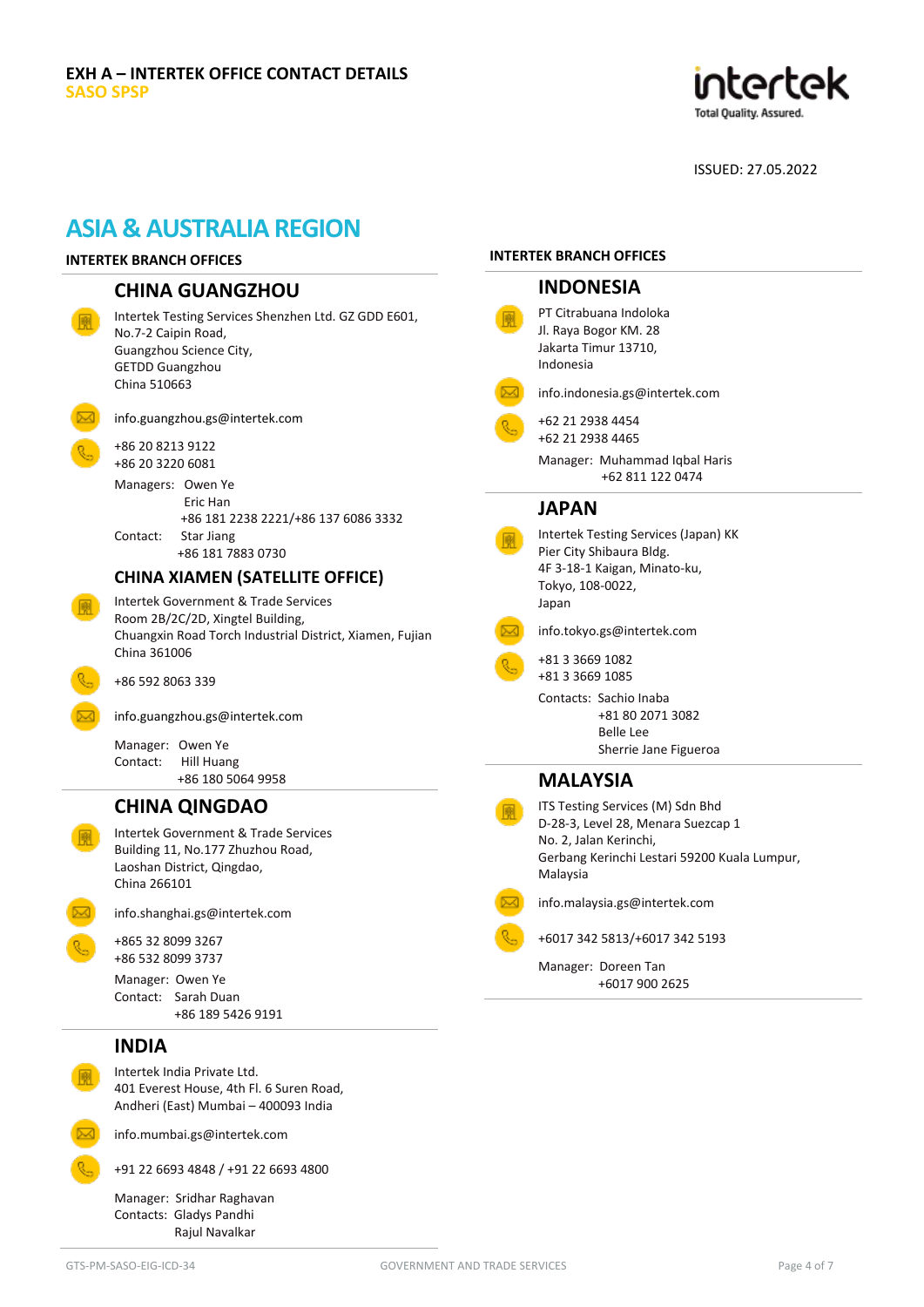**EXH A – INTERTEK OFFICE CONTACT DETAILS**
**SASO SPSP**

ISSUED: 27.05.2022

# ASIA & AUSTRALIA REGION

**INTERTEK BRANCH OFFICES**

## CHINA GUANGZHOU

Intertek Testing Services Shenzhen Ltd. GZ GDD E601,
No.7-2 Caipin Road,
Guangzhou Science City,
GETDD Guangzhou
China 510663

info.guangzhou.gs@intertek.com

+86 20 8213 9122
+86 20 3220 6081

Managers: Owen Ye
Eric Han
+86 181 2238 2221/+86 137 6086 3332
Contact: Star Jiang
+86 181 7883 0730

## CHINA XIAMEN (SATELLITE OFFICE)

Intertek Government & Trade Services
Room 2B/2C/2D, Xingtel Building,
Chuangxin Road Torch Industrial District, Xiamen, Fujian
China 361006

+86 592 8063 339

info.guangzhou.gs@intertek.com

Manager: Owen Ye
Contact: Hill Huang
+86 180 5064 9958

## CHINA QINGDAO

Intertek Government & Trade Services
Building 11, No.177 Zhuzhou Road,
Laoshan District, Qingdao,
China 266101

info.shanghai.gs@intertek.com

+865 32 8099 3267
+86 532 8099 3737

Manager: Owen Ye
Contact: Sarah Duan
+86 189 5426 9191

## INDIA

Intertek India Private Ltd.
401 Everest House, 4th Fl. 6 Suren Road,
Andheri (East) Mumbai – 400093 India

info.mumbai.gs@intertek.com

+91 22 6693 4848 / +91 22 6693 4800

Manager: Sridhar Raghavan
Contacts: Gladys Pandhi
Rajul Navalkar

**INTERTEK BRANCH OFFICES**

## INDONESIA

PT Citrabuana Indoloka
Jl. Raya Bogor KM. 28
Jakarta Timur 13710,
Indonesia

info.indonesia.gs@intertek.com

+62 21 2938 4454
+62 21 2938 4465

Manager: Muhammad Iqbal Haris
+62 811 122 0474

## JAPAN

Intertek Testing Services (Japan) KK
Pier City Shibaura Bldg.
4F 3-18-1 Kaigan, Minato-ku,
Tokyo, 108-0022,
Japan

info.tokyo.gs@intertek.com

+81 3 3669 1082
+81 3 3669 1085

Contacts: Sachio Inaba
+81 80 2071 3082
Belle Lee
Sherrie Jane Figueroa

## MALAYSIA

ITS Testing Services (M) Sdn Bhd
D-28-3, Level 28, Menara Suezcap 1
No. 2, Jalan Kerinchi,
Gerbang Kerinchi Lestari 59200 Kuala Lumpur,
Malaysia

info.malaysia.gs@intertek.com

+6017 342 5813/+6017 342 5193

Manager: Doreen Tan
+6017 900 2625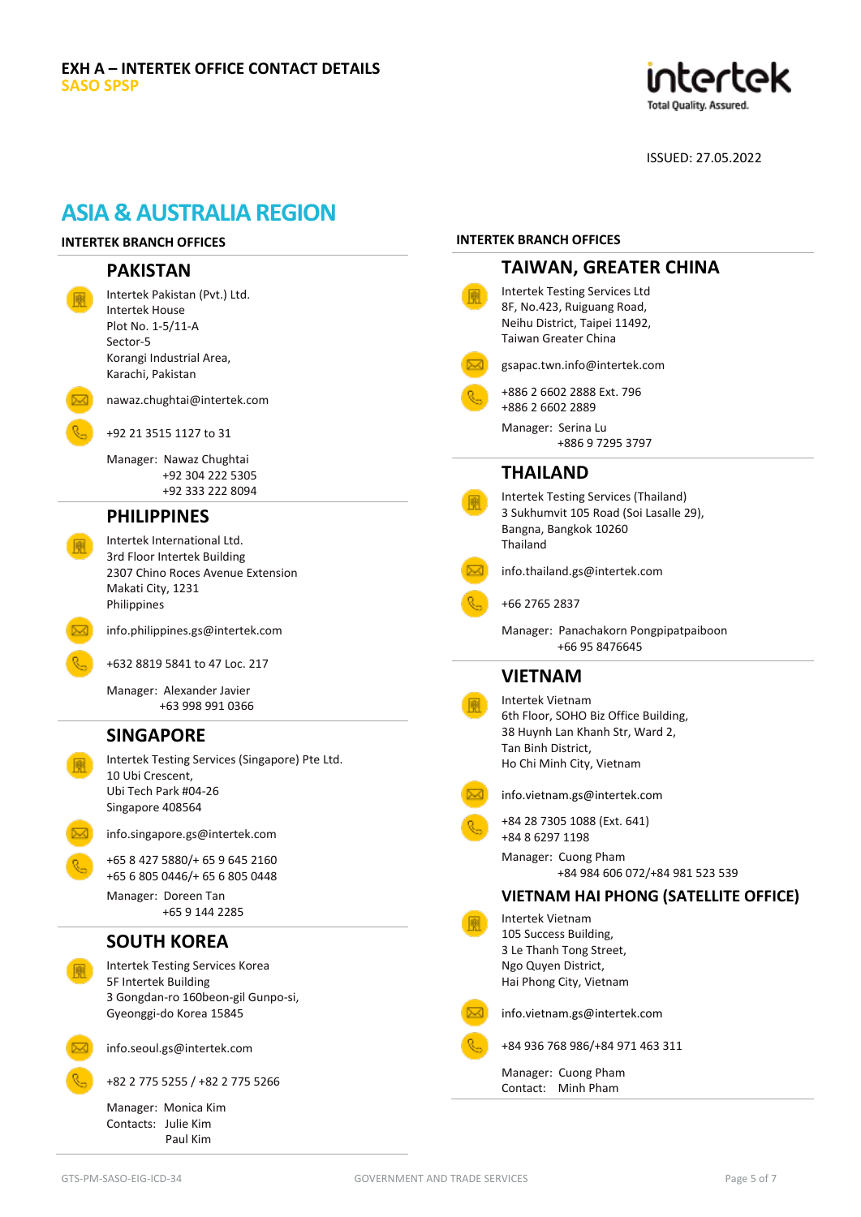**EXH A – INTERTEK OFFICE CONTACT DETAILS**
**SASO SPSP**

ISSUED: 27.05.2022

# ASIA & AUSTRALIA REGION

**INTERTEK BRANCH OFFICES**

## PAKISTAN

Intertek Pakistan (Pvt.) Ltd.
Intertek House
Plot No. 1-5/11-A
Sector-5
Korangi Industrial Area,
Karachi, Pakistan

nawaz.chughtai@intertek.com

+92 21 3515 1127 to 31

Manager: Nawaz Chughtai
+92 304 222 5305
+92 333 222 8094

## PHILIPPINES

Intertek International Ltd.
3rd Floor Intertek Building
2307 Chino Roces Avenue Extension
Makati City, 1231
Philippines

info.philippines.gs@intertek.com

+632 8819 5841 to 47 Loc. 217

Manager: Alexander Javier
+63 998 991 0366

## SINGAPORE

Intertek Testing Services (Singapore) Pte Ltd.
10 Ubi Crescent,
Ubi Tech Park #04-26
Singapore 408564

info.singapore.gs@intertek.com

+65 8 427 5880/+ 65 9 645 2160
+65 6 805 0446/+ 65 6 805 0448

Manager: Doreen Tan
+65 9 144 2285

## SOUTH KOREA

Intertek Testing Services Korea
5F Intertek Building
3 Gongdan-ro 160beon-gil Gunpo-si,
Gyeonggi-do Korea 15845

info.seoul.gs@intertek.com

+82 2 775 5255 / +82 2 775 5266

Manager: Monica Kim
Contacts: Julie Kim
Paul Kim

**INTERTEK BRANCH OFFICES**

## TAIWAN, GREATER CHINA

Intertek Testing Services Ltd
8F, No.423, Ruiguang Road,
Neihu District, Taipei 11492,
Taiwan Greater China

gsapac.twn.info@intertek.com

+886 2 6602 2888 Ext. 796
+886 2 6602 2889

Manager: Serina Lu
+886 9 7295 3797

## THAILAND

Intertek Testing Services (Thailand)
3 Sukhumvit 105 Road (Soi Lasalle 29),
Bangna, Bangkok 10260
Thailand

info.thailand.gs@intertek.com

+66 2765 2837

Manager: Panachakorn Pongpipatpaiboon
+66 95 8476645

## VIETNAM

Intertek Vietnam
6th Floor, SOHO Biz Office Building,
38 Huynh Lan Khanh Str, Ward 2,
Tan Binh District,
Ho Chi Minh City, Vietnam

info.vietnam.gs@intertek.com

+84 28 7305 1088 (Ext. 641)
+84 8 6297 1198

Manager: Cuong Pham
+84 984 606 072/+84 981 523 539

## VIETNAM HAI PHONG (SATELLITE OFFICE)

Intertek Vietnam
105 Success Building,
3 Le Thanh Tong Street,
Ngo Quyen District,
Hai Phong City, Vietnam

info.vietnam.gs@intertek.com

+84 936 768 986/+84 971 463 311

Manager: Cuong Pham
Contact: Minh Pham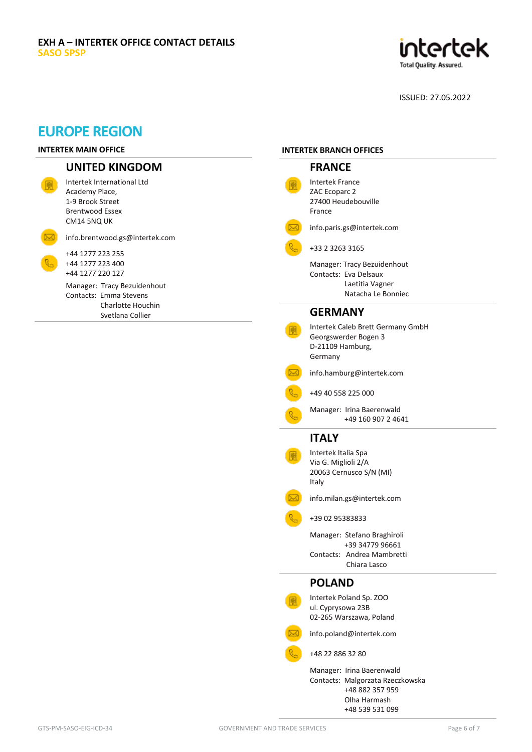**EXH A – INTERTEK OFFICE CONTACT DETAILS**
**SASO SPSP**

ISSUED: 27.05.2022

# EUROPE REGION

## INTERTEK MAIN OFFICE

### UNITED KINGDOM

Intertek International Ltd
Academy Place,
1-9 Brook Street
Brentwood Essex
CM14 5NQ UK

info.brentwood.gs@intertek.com

+44 1277 223 255
+44 1277 223 400
+44 1277 220 127

Manager: Tracy Bezuidenhout
Contacts: Emma Stevens
Charlotte Houchin
Svetlana Collier

## INTERTEK BRANCH OFFICES

### FRANCE

Intertek France
ZAC Ecoparc 2
27400 Heudebouville
France

info.paris.gs@intertek.com

+33 2 3263 3165

Manager: Tracy Bezuidenhout
Contacts: Eva Delsaux
Laetitia Vagner
Natacha Le Bonniec

### GERMANY

Intertek Caleb Brett Germany GmbH
Georgswerder Bogen 3
D-21109 Hamburg,
Germany

info.hamburg@intertek.com

+49 40 558 225 000

Manager: Irina Baerenwald
+49 160 907 2 4641

### ITALY

Intertek Italia Spa
Via G. Miglioli 2/A
20063 Cernusco S/N (MI)
Italy

info.milan.gs@intertek.com

+39 02 95383833

Manager: Stefano Braghiroli
+39 34779 96661
Contacts: Andrea Mambretti
Chiara Lasco

### POLAND

Intertek Poland Sp. ZOO
ul. Cyprysowa 23B
02-265 Warszawa, Poland

info.poland@intertek.com

+48 22 886 32 80

Manager: Irina Baerenwald
Contacts: Malgorzata Rzeczkowska
+48 882 357 959
Olha Harmash
+48 539 531 099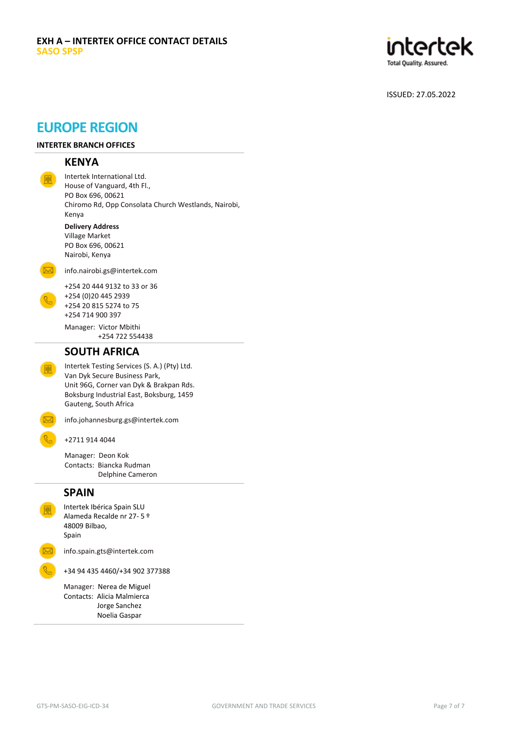**EXH A – INTERTEK OFFICE CONTACT DETAILS**
**SASO SPSP**

ISSUED: 27.05.2022

# EUROPE REGION

**INTERTEK BRANCH OFFICES**

## KENYA

Intertek International Ltd.
House of Vanguard, 4th Fl.,
PO Box 696, 00621
Chiromo Rd, Opp Consolata Church Westlands, Nairobi,
Kenya

**Delivery Address**
Village Market
PO Box 696, 00621
Nairobi, Kenya

info.nairobi.gs@intertek.com

+254 20 444 9132 to 33 or 36
+254 (0)20 445 2939
+254 20 815 5274 to 75
+254 714 900 397

Manager: Victor Mbithi
+254 722 554438

## SOUTH AFRICA

Intertek Testing Services (S. A.) (Pty) Ltd.
Van Dyk Secure Business Park,
Unit 96G, Corner van Dyk & Brakpan Rds.
Boksburg Industrial East, Boksburg, 1459
Gauteng, South Africa

info.johannesburg.gs@intertek.com

+2711 914 4044

Manager: Deon Kok
Contacts: Biancka Rudman
Delphine Cameron

## SPAIN

Intertek Ibérica Spain SLU
Alameda Recalde nr 27- 5 º
48009 Bilbao,
Spain

info.spain.gts@intertek.com

+34 94 435 4460/+34 902 377388

Manager: Nerea de Miguel
Contacts: Alicia Malmierca
Jorge Sanchez
Noelia Gaspar